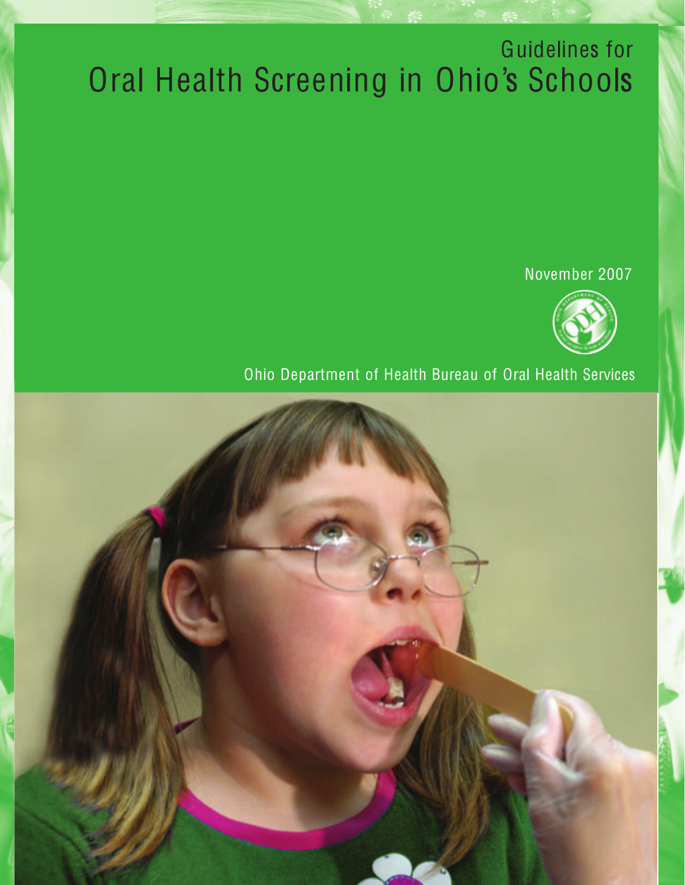Guidelines for

# Oral Health Screening in Ohio's Schools

November 2007

Ohio Department of Health Bureau of Oral Health Services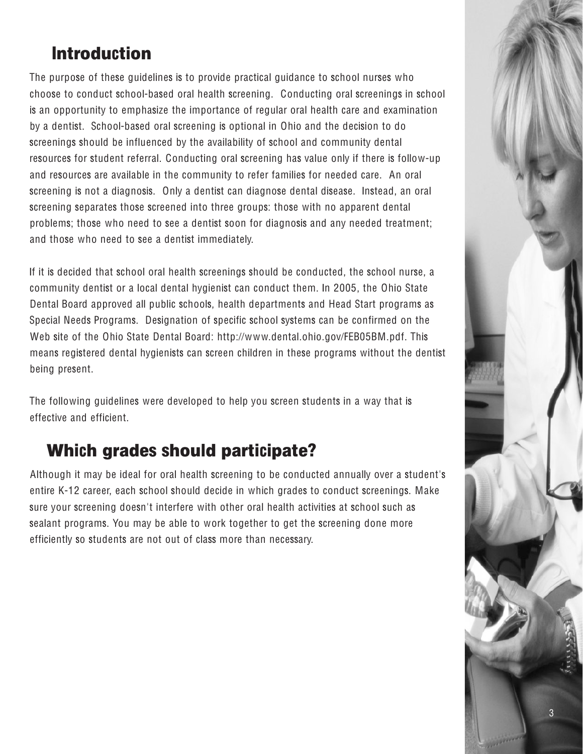## Introduction

The purpose of these guidelines is to provide practical guidance to school nurses who choose to conduct school-based oral health screening. Conducting oral screenings in school is an opportunity to emphasize the importance of regular oral health care and examination by a dentist. School-based oral screening is optional in Ohio and the decision to do screenings should be influenced by the availability of school and community dental resources for student referral. Conducting oral screening has value only if there is follow-up and resources are available in the community to refer families for needed care. An oral screening is not a diagnosis. Only a dentist can diagnose dental disease. Instead, an oral screening separates those screened into three groups: those with no apparent dental problems; those who need to see a dentist soon for diagnosis and any needed treatment; and those who need to see a dentist immediately.

If it is decided that school oral health screenings should be conducted, the school nurse, a community dentist or a local dental hygienist can conduct them. In 2005, the Ohio State Dental Board approved all public schools, health departments and Head Start programs as Special Needs Programs. Designation of specific school systems can be confirmed on the Web site of the Ohio State Dental Board: http://www.dental.ohio.gov/FEB05BM.pdf. This means registered dental hygienists can screen children in these programs without the dentist being present.

The following guidelines were developed to help you screen students in a way that is effective and efficient.

## Which grades should participate?

Although it may be ideal for oral health screening to be conducted annually over a student's entire K-12 career, each school should decide in which grades to conduct screenings. Make sure your screening doesn't interfere with other oral health activities at school such as sealant programs. You may be able to work together to get the screening done more efficiently so students are not out of class more than necessary.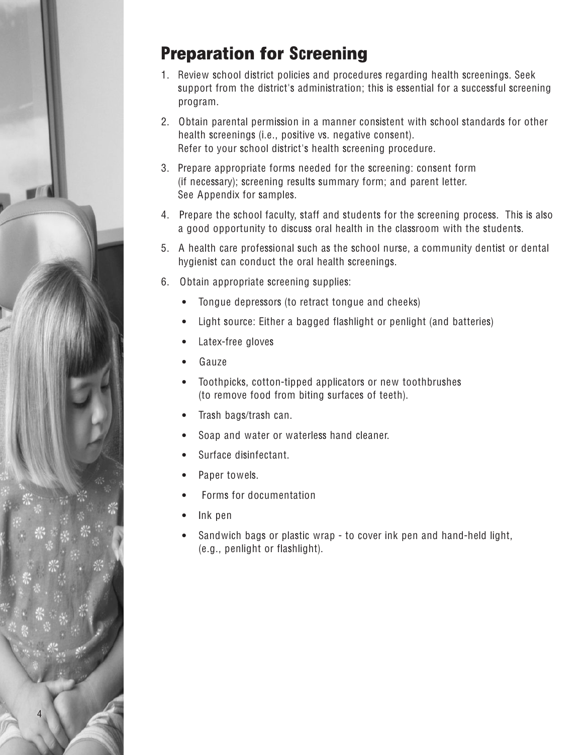## Preparation for Screening

1. Review school district policies and procedures regarding health screenings. Seek support from the district's administration; this is essential for a successful screening program.
2. Obtain parental permission in a manner consistent with school standards for other health screenings (i.e., positive vs. negative consent). Refer to your school district's health screening procedure.
3. Prepare appropriate forms needed for the screening: consent form (if necessary); screening results summary form; and parent letter. See Appendix for samples.
4. Prepare the school faculty, staff and students for the screening process. This is also a good opportunity to discuss oral health in the classroom with the students.
5. A health care professional such as the school nurse, a community dentist or dental hygienist can conduct the oral health screenings.
6. Obtain appropriate screening supplies:
   - Tongue depressors (to retract tongue and cheeks)
   - Light source: Either a bagged flashlight or penlight (and batteries)
   - Latex-free gloves
   - Gauze
   - Toothpicks, cotton-tipped applicators or new toothbrushes (to remove food from biting surfaces of teeth).
   - Trash bags/trash can.
   - Soap and water or waterless hand cleaner.
   - Surface disinfectant.
   - Paper towels.
   - Forms for documentation
   - Ink pen
   - Sandwich bags or plastic wrap - to cover ink pen and hand-held light, (e.g., penlight or flashlight).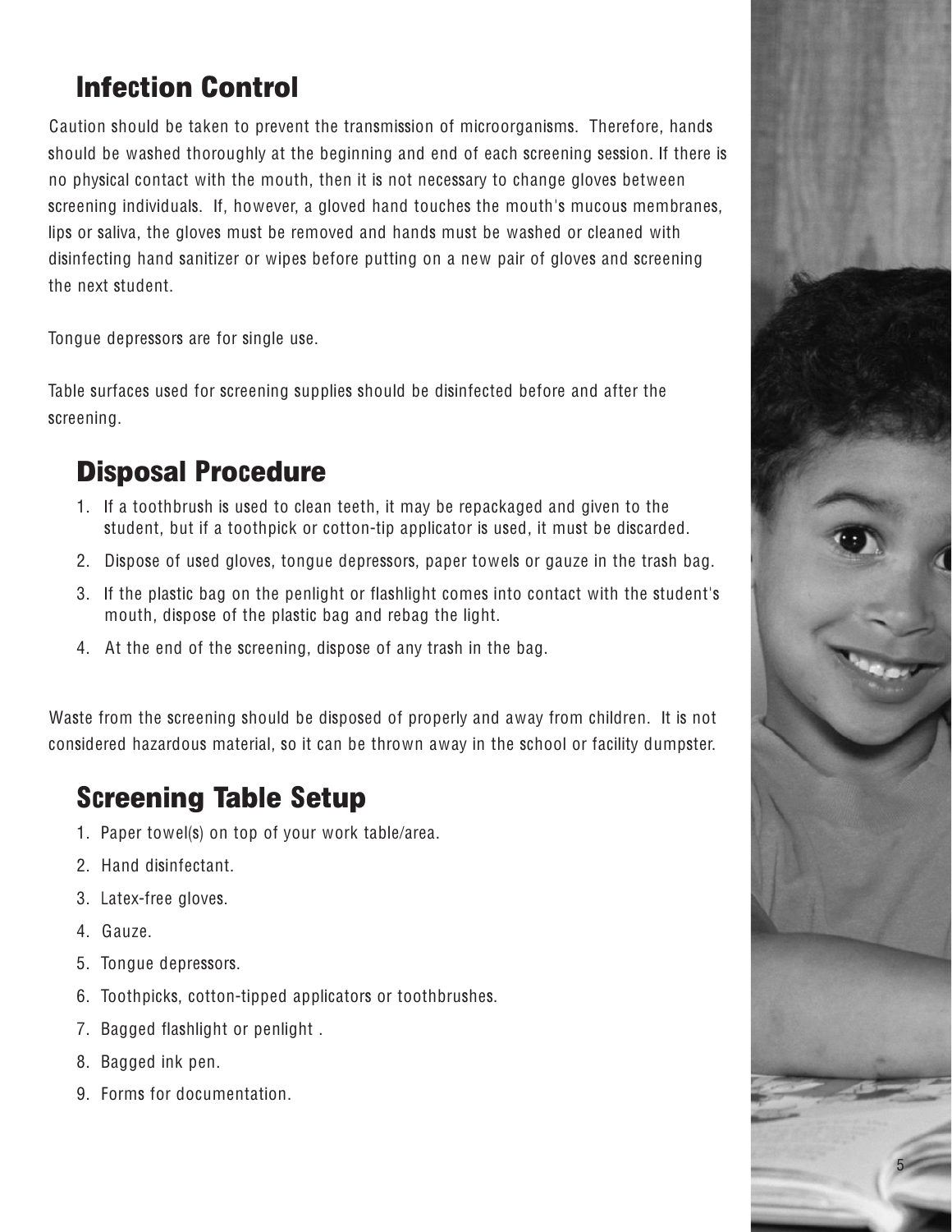## Infection Control

Caution should be taken to prevent the transmission of microorganisms. Therefore, hands should be washed thoroughly at the beginning and end of each screening session. If there is no physical contact with the mouth, then it is not necessary to change gloves between screening individuals. If, however, a gloved hand touches the mouth's mucous membranes, lips or saliva, the gloves must be removed and hands must be washed or cleaned with disinfecting hand sanitizer or wipes before putting on a new pair of gloves and screening the next student.

Tongue depressors are for single use.

Table surfaces used for screening supplies should be disinfected before and after the screening.

## Disposal Procedure

1. If a toothbrush is used to clean teeth, it may be repackaged and given to the student, but if a toothpick or cotton-tip applicator is used, it must be discarded.
2. Dispose of used gloves, tongue depressors, paper towels or gauze in the trash bag.
3. If the plastic bag on the penlight or flashlight comes into contact with the student's mouth, dispose of the plastic bag and rebag the light.
4. At the end of the screening, dispose of any trash in the bag.

Waste from the screening should be disposed of properly and away from children. It is not considered hazardous material, so it can be thrown away in the school or facility dumpster.

## Screening Table Setup

1. Paper towel(s) on top of your work table/area.
2. Hand disinfectant.
3. Latex-free gloves.
4. Gauze.
5. Tongue depressors.
6. Toothpicks, cotton-tipped applicators or toothbrushes.
7. Bagged flashlight or penlight .
8. Bagged ink pen.
9. Forms for documentation.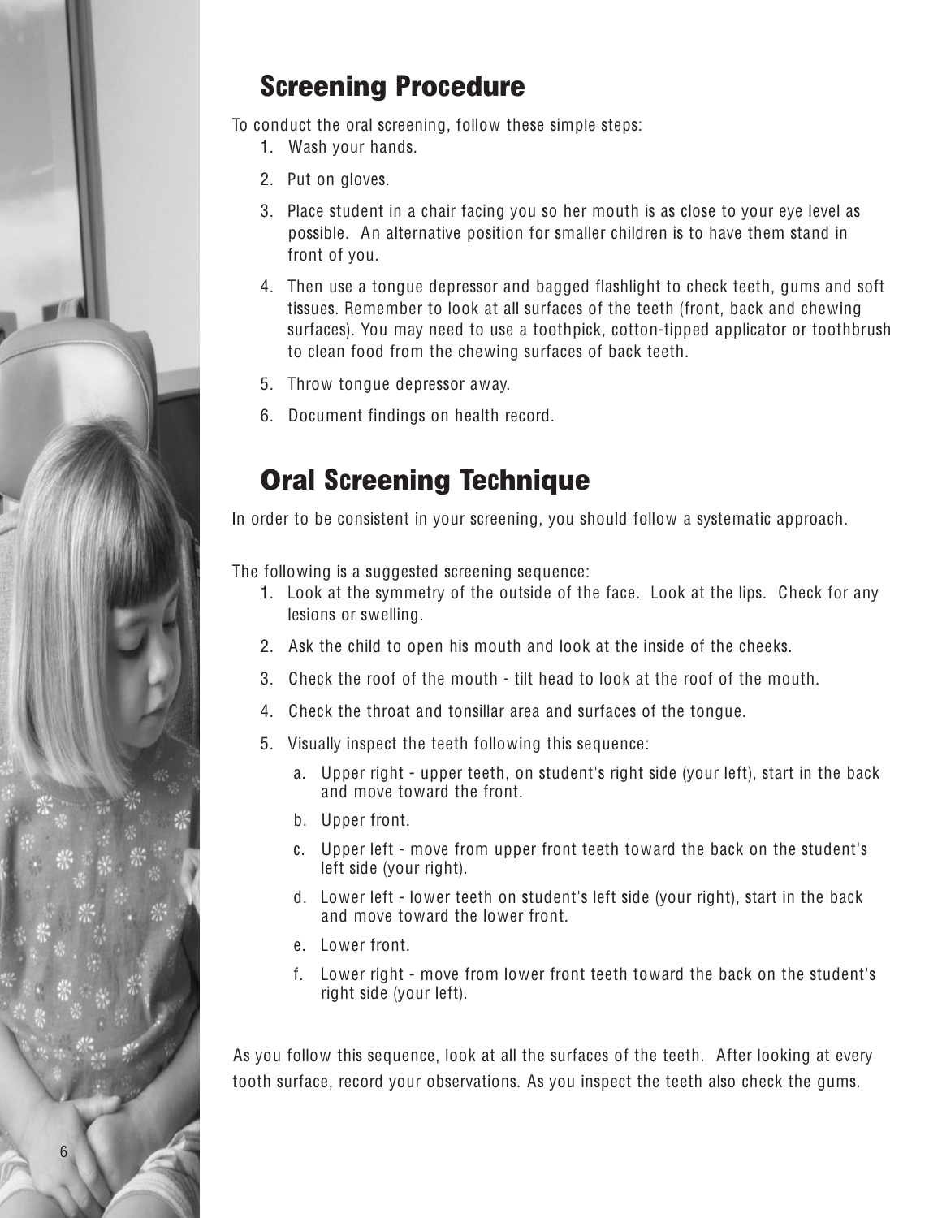## Screening Procedure

To conduct the oral screening, follow these simple steps:

1. Wash your hands.
2. Put on gloves.
3. Place student in a chair facing you so her mouth is as close to your eye level as possible. An alternative position for smaller children is to have them stand in front of you.
4. Then use a tongue depressor and bagged flashlight to check teeth, gums and soft tissues. Remember to look at all surfaces of the teeth (front, back and chewing surfaces). You may need to use a toothpick, cotton-tipped applicator or toothbrush to clean food from the chewing surfaces of back teeth.
5. Throw tongue depressor away.
6. Document findings on health record.

## Oral Screening Technique

In order to be consistent in your screening, you should follow a systematic approach.

The following is a suggested screening sequence:

1. Look at the symmetry of the outside of the face. Look at the lips. Check for any lesions or swelling.
2. Ask the child to open his mouth and look at the inside of the cheeks.
3. Check the roof of the mouth - tilt head to look at the roof of the mouth.
4. Check the throat and tonsillar area and surfaces of the tongue.
5. Visually inspect the teeth following this sequence:
   a. Upper right - upper teeth, on student's right side (your left), start in the back and move toward the front.
   b. Upper front.
   c. Upper left - move from upper front teeth toward the back on the student's left side (your right).
   d. Lower left - lower teeth on student's left side (your right), start in the back and move toward the lower front.
   e. Lower front.
   f. Lower right - move from lower front teeth toward the back on the student's right side (your left).

As you follow this sequence, look at all the surfaces of the teeth. After looking at every tooth surface, record your observations. As you inspect the teeth also check the gums.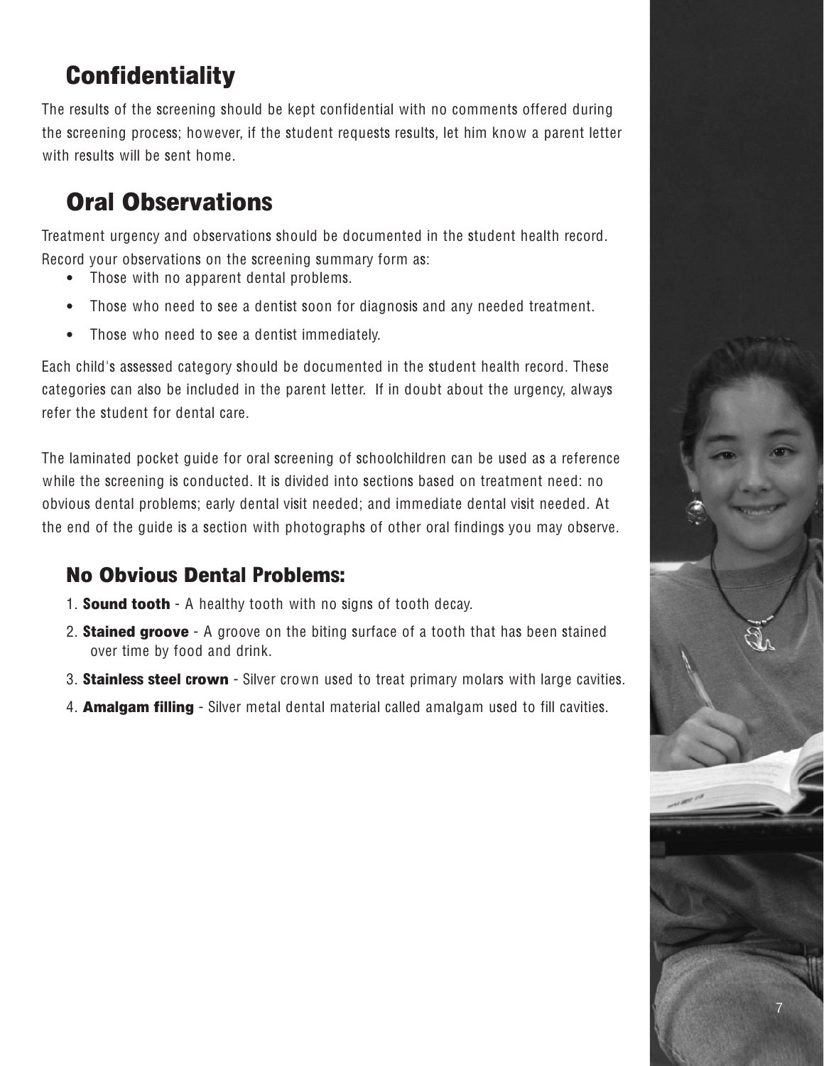## Confidentiality

The results of the screening should be kept confidential with no comments offered during the screening process; however, if the student requests results, let him know a parent letter with results will be sent home.

## Oral Observations

Treatment urgency and observations should be documented in the student health record. Record your observations on the screening summary form as:

- Those with no apparent dental problems.
- Those who need to see a dentist soon for diagnosis and any needed treatment.
- Those who need to see a dentist immediately.

Each child's assessed category should be documented in the student health record. These categories can also be included in the parent letter. If in doubt about the urgency, always refer the student for dental care.

The laminated pocket guide for oral screening of schoolchildren can be used as a reference while the screening is conducted. It is divided into sections based on treatment need: no obvious dental problems; early dental visit needed; and immediate dental visit needed. At the end of the guide is a section with photographs of other oral findings you may observe.

### No Obvious Dental Problems:

1. **Sound tooth** - A healthy tooth with no signs of tooth decay.
2. **Stained groove** - A groove on the biting surface of a tooth that has been stained over time by food and drink.
3. **Stainless steel crown** - Silver crown used to treat primary molars with large cavities.
4. **Amalgam filling** - Silver metal dental material called amalgam used to fill cavities.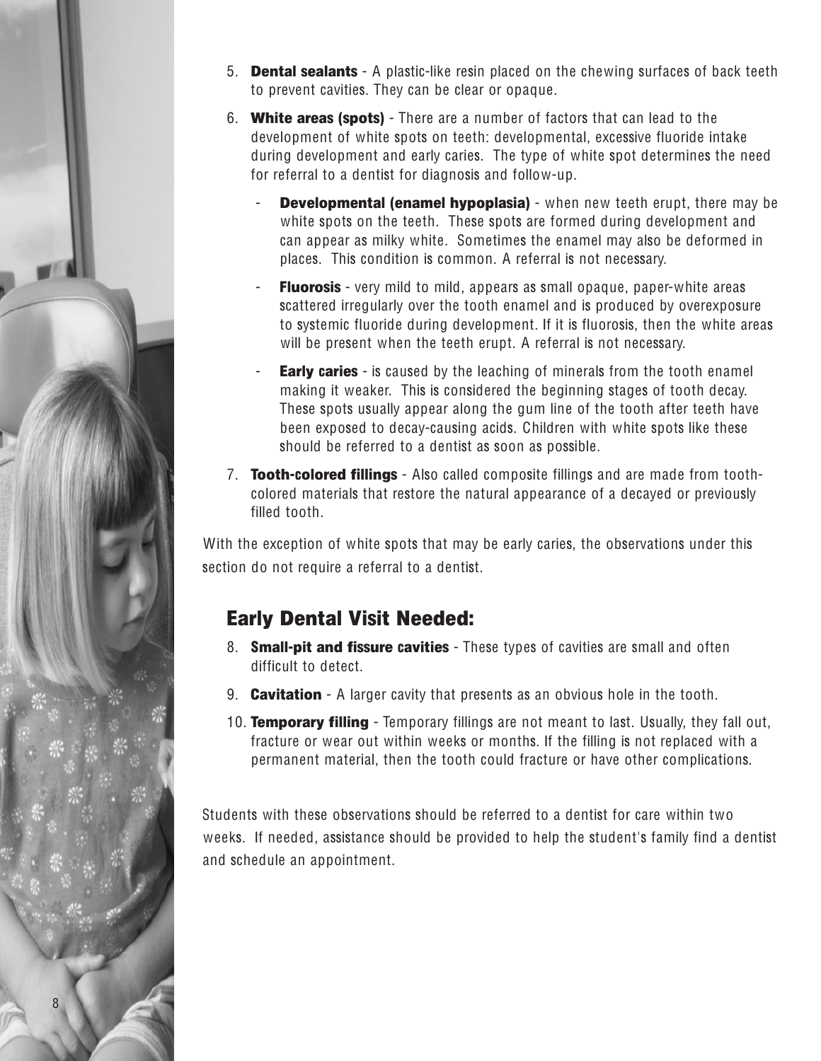5. **Dental sealants** - A plastic-like resin placed on the chewing surfaces of back teeth to prevent cavities. They can be clear or opaque.

6. **White areas (spots)** - There are a number of factors that can lead to the development of white spots on teeth: developmental, excessive fluoride intake during development and early caries. The type of white spot determines the need for referral to a dentist for diagnosis and follow-up.

   - **Developmental (enamel hypoplasia)** - when new teeth erupt, there may be white spots on the teeth. These spots are formed during development and can appear as milky white. Sometimes the enamel may also be deformed in places. This condition is common. A referral is not necessary.
   - **Fluorosis** - very mild to mild, appears as small opaque, paper-white areas scattered irregularly over the tooth enamel and is produced by overexposure to systemic fluoride during development. If it is fluorosis, then the white areas will be present when the teeth erupt. A referral is not necessary.
   - **Early caries** - is caused by the leaching of minerals from the tooth enamel making it weaker. This is considered the beginning stages of tooth decay. These spots usually appear along the gum line of the tooth after teeth have been exposed to decay-causing acids. Children with white spots like these should be referred to a dentist as soon as possible.

7. **Tooth-colored fillings** - Also called composite fillings and are made from tooth-colored materials that restore the natural appearance of a decayed or previously filled tooth.

With the exception of white spots that may be early caries, the observations under this section do not require a referral to a dentist.

## Early Dental Visit Needed:

8. **Small-pit and fissure cavities** - These types of cavities are small and often difficult to detect.

9. **Cavitation** - A larger cavity that presents as an obvious hole in the tooth.

10. **Temporary filling** - Temporary fillings are not meant to last. Usually, they fall out, fracture or wear out within weeks or months. If the filling is not replaced with a permanent material, then the tooth could fracture or have other complications.

Students with these observations should be referred to a dentist for care within two weeks. If needed, assistance should be provided to help the student's family find a dentist and schedule an appointment.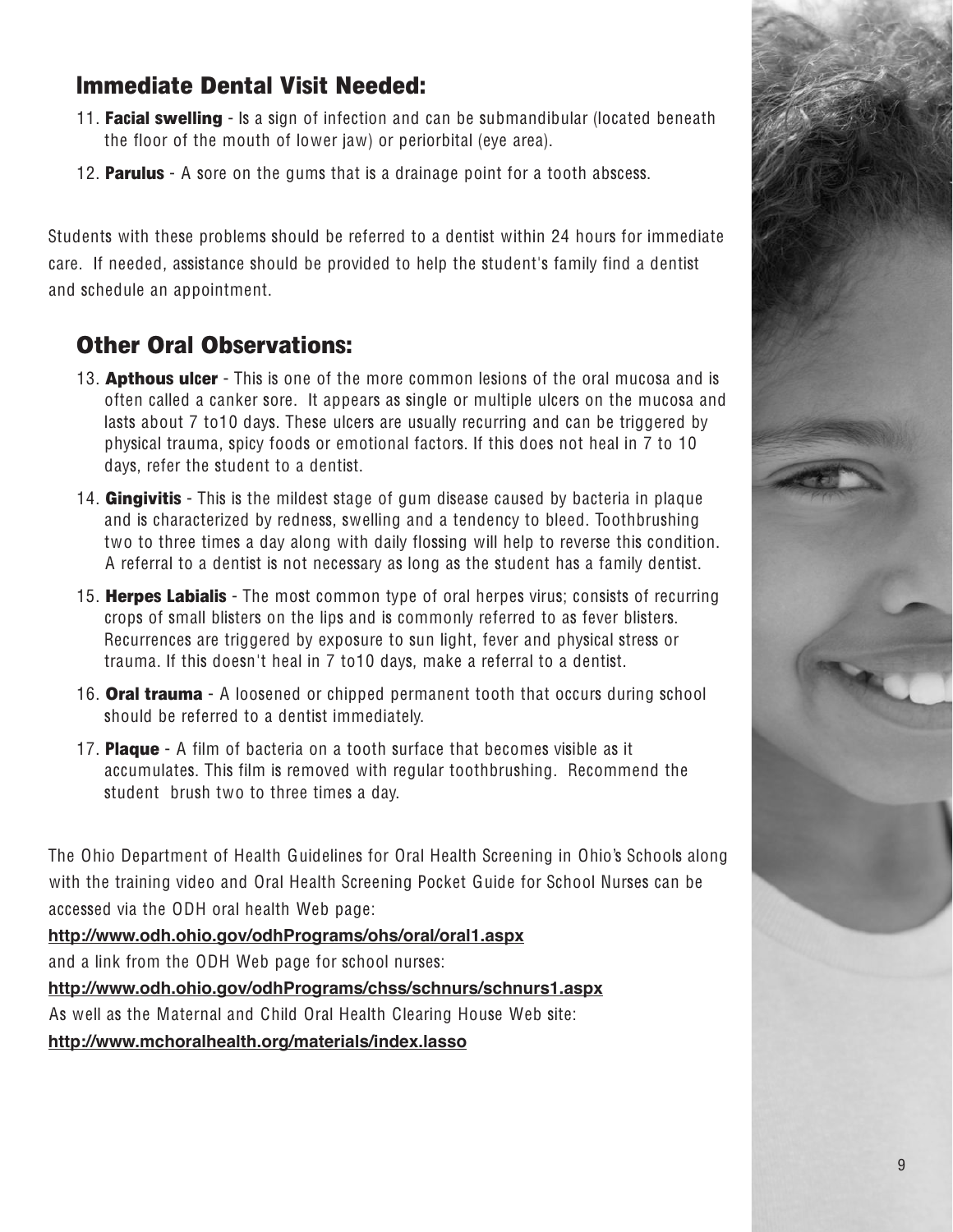## Immediate Dental Visit Needed:

11. **Facial swelling** - Is a sign of infection and can be submandibular (located beneath the floor of the mouth of lower jaw) or periorbital (eye area).
12. **Parulus** - A sore on the gums that is a drainage point for a tooth abscess.

Students with these problems should be referred to a dentist within 24 hours for immediate care. If needed, assistance should be provided to help the student's family find a dentist and schedule an appointment.

## Other Oral Observations:

13. **Apthous ulcer** - This is one of the more common lesions of the oral mucosa and is often called a canker sore. It appears as single or multiple ulcers on the mucosa and lasts about 7 to10 days. These ulcers are usually recurring and can be triggered by physical trauma, spicy foods or emotional factors. If this does not heal in 7 to 10 days, refer the student to a dentist.
14. **Gingivitis** - This is the mildest stage of gum disease caused by bacteria in plaque and is characterized by redness, swelling and a tendency to bleed. Toothbrushing two to three times a day along with daily flossing will help to reverse this condition. A referral to a dentist is not necessary as long as the student has a family dentist.
15. **Herpes Labialis** - The most common type of oral herpes virus; consists of recurring crops of small blisters on the lips and is commonly referred to as fever blisters. Recurrences are triggered by exposure to sun light, fever and physical stress or trauma. If this doesn't heal in 7 to10 days, make a referral to a dentist.
16. **Oral trauma** - A loosened or chipped permanent tooth that occurs during school should be referred to a dentist immediately.
17. **Plaque** - A film of bacteria on a tooth surface that becomes visible as it accumulates. This film is removed with regular toothbrushing. Recommend the student brush two to three times a day.

The Ohio Department of Health Guidelines for Oral Health Screening in Ohio's Schools along with the training video and Oral Health Screening Pocket Guide for School Nurses can be accessed via the ODH oral health Web page:

**http://www.odh.ohio.gov/odhPrograms/ohs/oral/oral1.aspx**

and a link from the ODH Web page for school nurses:

**http://www.odh.ohio.gov/odhPrograms/chss/schnurs/schnurs1.aspx**

As well as the Maternal and Child Oral Health Clearing House Web site:

**http://www.mchoralhealth.org/materials/index.lasso**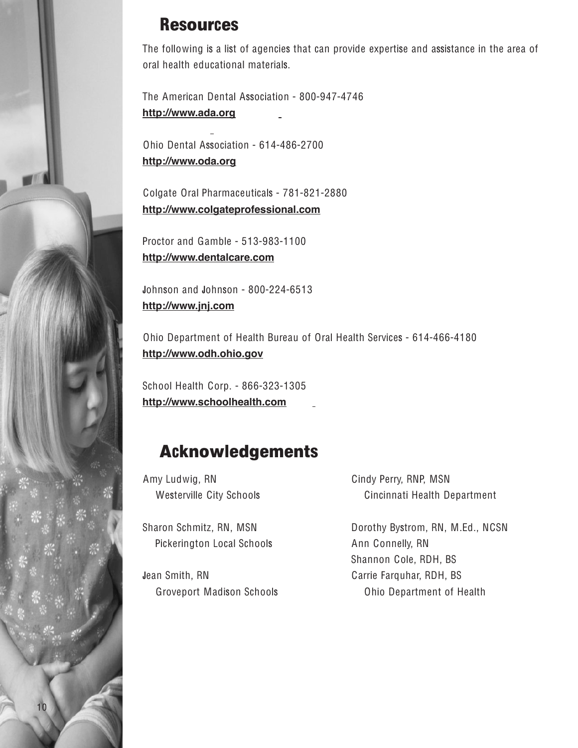## Resources

The following is a list of agencies that can provide expertise and assistance in the area of oral health educational materials.

The American Dental Association - 800-947-4746
**http://www.ada.org**

Ohio Dental Association - 614-486-2700
**http://www.oda.org**

Colgate Oral Pharmaceuticals - 781-821-2880
**http://www.colgateprofessional.com**

Proctor and Gamble - 513-983-1100
**http://www.dentalcare.com**

Johnson and Johnson - 800-224-6513
**http://www.jnj.com**

Ohio Department of Health Bureau of Oral Health Services - 614-466-4180
**http://www.odh.ohio.gov**

School Health Corp. - 866-323-1305
**http://www.schoolhealth.com**

## Acknowledgements

Amy Ludwig, RN
Westerville City Schools

Sharon Schmitz, RN, MSN
Pickerington Local Schools

Jean Smith, RN
Groveport Madison Schools

Cindy Perry, RNP, MSN
Cincinnati Health Department

Dorothy Bystrom, RN, M.Ed., NCSN
Ann Connelly, RN
Shannon Cole, RDH, BS
Carrie Farquhar, RDH, BS
Ohio Department of Health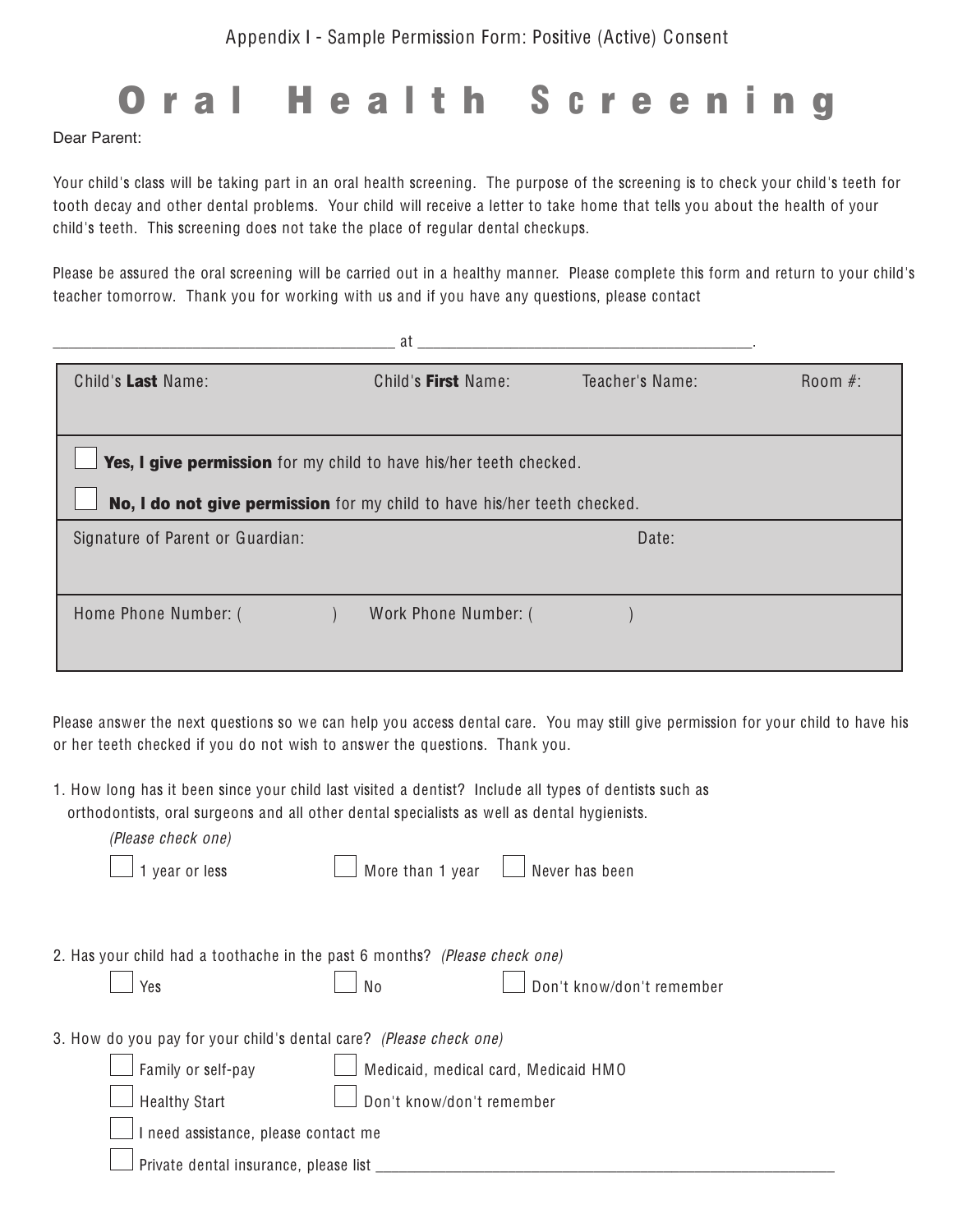Appendix I - Sample Permission Form: Positive (Active) Consent

# Oral Health Screening

Dear Parent:

Your child's class will be taking part in an oral health screening. The purpose of the screening is to check your child's teeth for tooth decay and other dental problems. Your child will receive a letter to take home that tells you about the health of your child's teeth. This screening does not take the place of regular dental checkups.

Please be assured the oral screening will be carried out in a healthy manner. Please complete this form and return to your child's teacher tomorrow. Thank you for working with us and if you have any questions, please contact

_________________________________________ at _________________________________________.

| Child's **Last** Name: | Child's **First** Name: | Teacher's Name: | Room #: |
|---|---|---|---|
| ☐ **Yes, I give permission** for my child to have his/her teeth checked. | | | |
| ☐ **No, I do not give permission** for my child to have his/her teeth checked. | | | |
| Signature of Parent or Guardian: | | Date: | |
| Home Phone Number: (          ) | Work Phone Number: (          ) | | |

Please answer the next questions so we can help you access dental care. You may still give permission for your child to have his or her teeth checked if you do not wish to answer the questions. Thank you.

1. How long has it been since your child last visited a dentist? Include all types of dentists such as orthodontists, oral surgeons and all other dental specialists as well as dental hygienists.
   *(Please check one)*
   ☐ 1 year or less ☐ More than 1 year ☐ Never has been

2. Has your child had a toothache in the past 6 months? *(Please check one)*
   ☐ Yes ☐ No ☐ Don't know/don't remember

3. How do you pay for your child's dental care? *(Please check one)*
   ☐ Family or self-pay ☐ Medicaid, medical card, Medicaid HMO
   ☐ Healthy Start ☐ Don't know/don't remember
   ☐ I need assistance, please contact me
   ☐ Private dental insurance, please list _________________________________________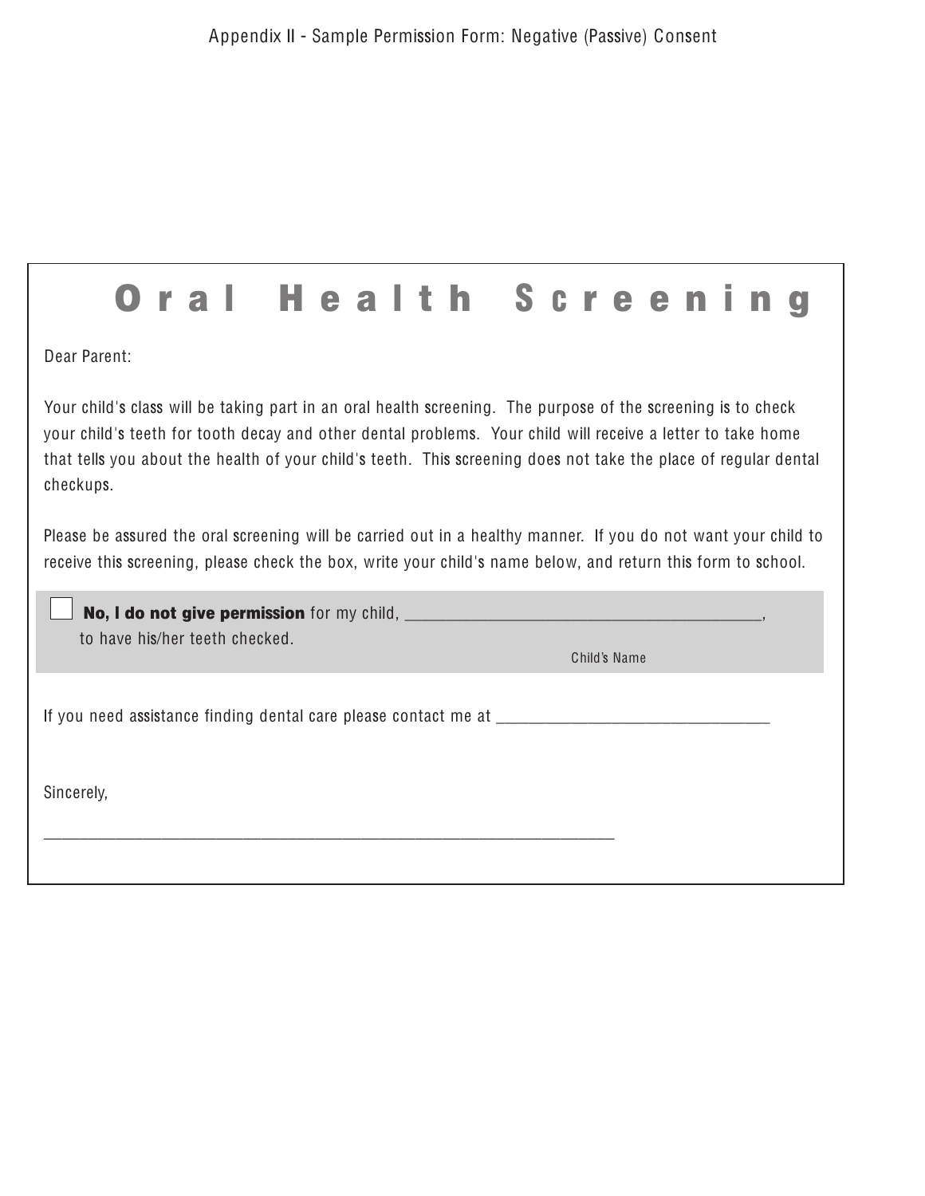Appendix II - Sample Permission Form: Negative (Passive) Consent

# Oral Health Screening

Dear Parent:

Your child's class will be taking part in an oral health screening. The purpose of the screening is to check your child's teeth for tooth decay and other dental problems. Your child will receive a letter to take home that tells you about the health of your child's teeth. This screening does not take the place of regular dental checkups.

Please be assured the oral screening will be carried out in a healthy manner. If you do not want your child to receive this screening, please check the box, write your child's name below, and return this form to school.

☐ **No, I do not give permission** for my child, ________________________________________, to have his/her teeth checked.

Child's Name

If you need assistance finding dental care please contact me at ________________________________

Sincerely,

___________________________________________________________________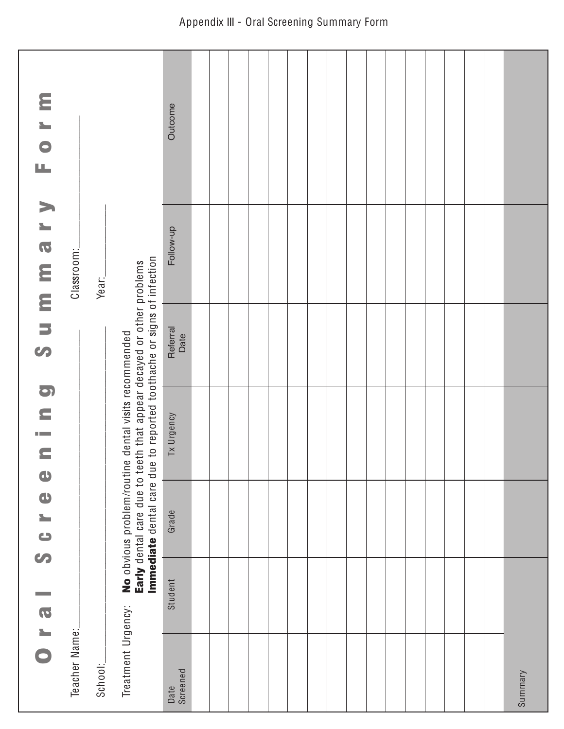Appendix III - Oral Screening Summary Form

# Oral Screening Summary Form

Teacher Name:______________________________ Classroom:______________________

School:____________________________________ Year:__________

Treatment Urgency: **No** obvious problem/routine dental visits recommended
**Early** dental care due to teeth that appear decayed or other problems
**Immediate** dental care due to reported toothache or signs of infection

| Date Screened | Student | Grade | Tx Urgency | Referral Date | Follow-up | Outcome |
|---|---|---|---|---|---|---|
| | | | | | | |
| | | | | | | |
| | | | | | | |
| | | | | | | |
| | | | | | | |
| | | | | | | |
| | | | | | | |
| | | | | | | |
| | | | | | | |
| | | | | | | |
| | | | | | | |
| | | | | | | |
| | | | | | | |
| | | | | | | |
| | | | | | | |
| | | | | | | |
| Summary | | | | | | |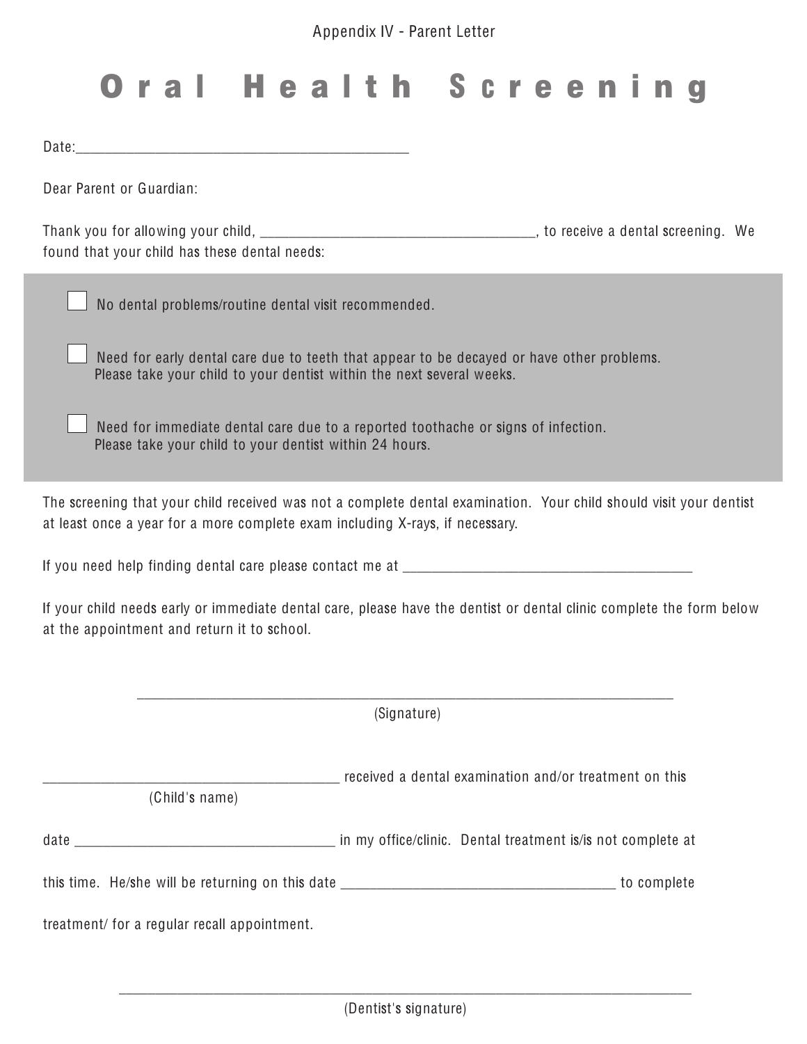Appendix IV - Parent Letter

# Oral Health Screening

Date:_____________________________________________

Dear Parent or Guardian:

Thank you for allowing your child, ____________________________________, to receive a dental screening. We found that your child has these dental needs:

- ☐ No dental problems/routine dental visit recommended.
- ☐ Need for early dental care due to teeth that appear to be decayed or have other problems. Please take your child to your dentist within the next several weeks.
- ☐ Need for immediate dental care due to a reported toothache or signs of infection. Please take your child to your dentist within 24 hours.

The screening that your child received was not a complete dental examination. Your child should visit your dentist at least once a year for a more complete exam including X-rays, if necessary.

If you need help finding dental care please contact me at ______________________________________

If your child needs early or immediate dental care, please have the dentist or dental clinic complete the form below at the appointment and return it to school.

________________________________________________________________________

(Signature)

_______________________________________ received a dental examination and/or treatment on this
(Child's name)

date __________________________________ in my office/clinic. Dental treatment is/is not complete at

this time. He/she will be returning on this date ____________________________________ to complete

treatment/ for a regular recall appointment.

____________________________________________________________________________

(Dentist's signature)